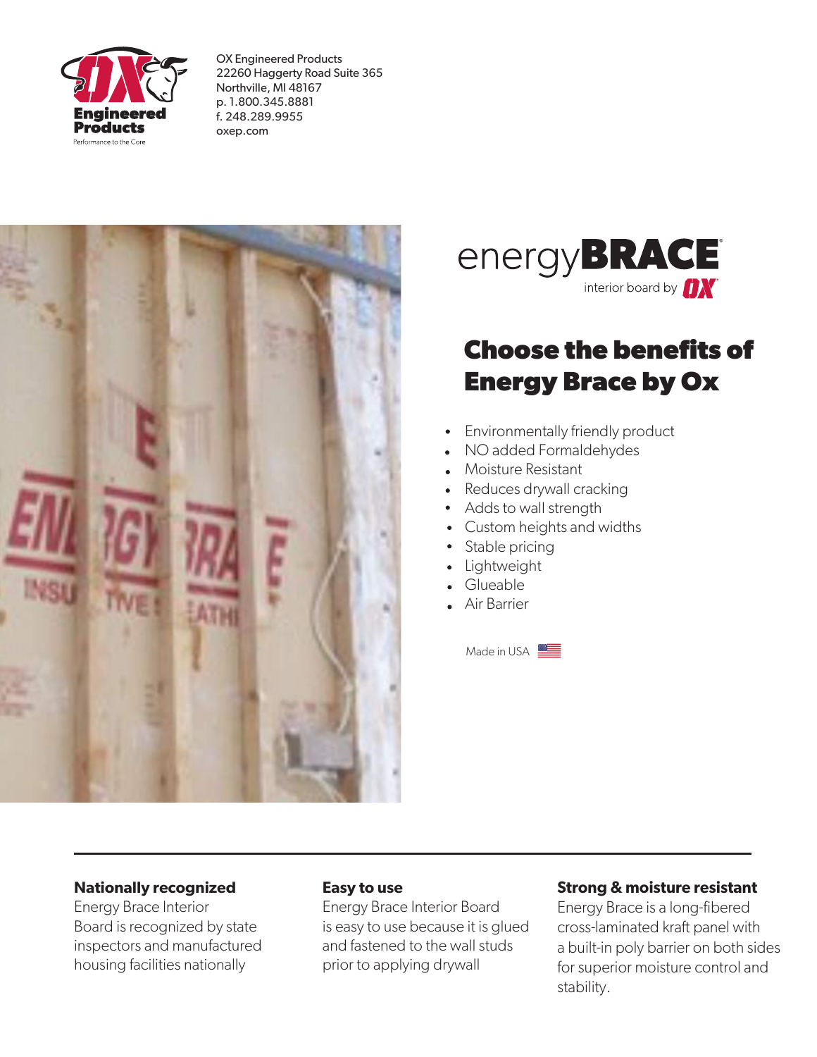OX Engineered Products
22260 Haggerty Road Suite 365
Northville, MI 48167
p. 1.800.345.8881
f. 248.289.9955
oxep.com

energyBRACE
interior board by OX

# Choose the benefits of Energy Brace by Ox

- Environmentally friendly product
- NO added Formaldehydes
- Moisture Resistant
- Reduces drywall cracking
- Adds to wall strength
- Custom heights and widths
- Stable pricing
- Lightweight
- Glueable
- Air Barrier

Made in USA

**Nationally recognized**
Energy Brace Interior Board is recognized by state inspectors and manufactured housing facilities nationally

**Easy to use**
Energy Brace Interior Board is easy to use because it is glued and fastened to the wall studs prior to applying drywall

**Strong & moisture resistant**
Energy Brace is a long-fibered cross-laminated kraft panel with a built-in poly barrier on both sides for superior moisture control and stability.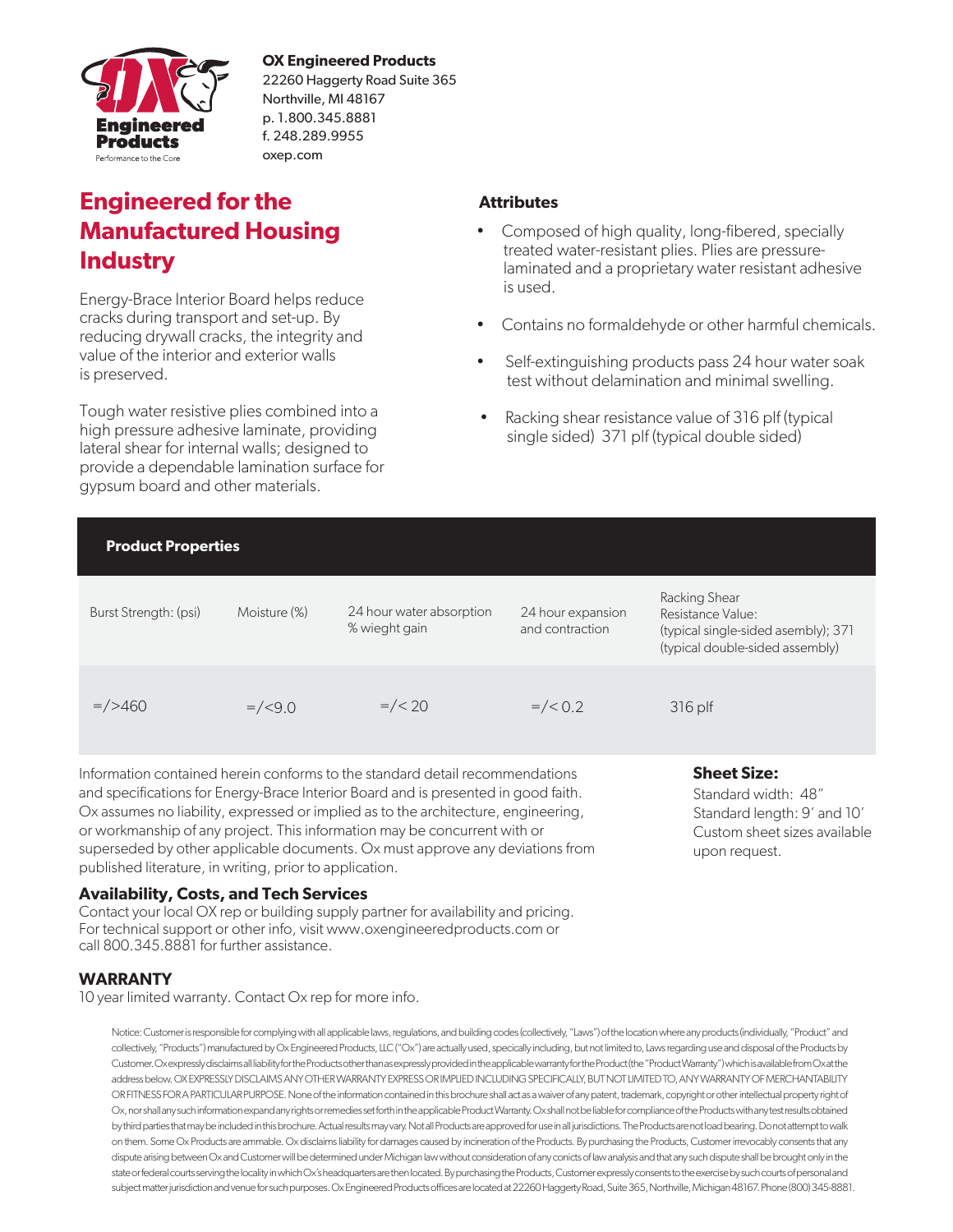**OX Engineered Products**
22260 Haggerty Road Suite 365
Northville, MI 48167
p. 1.800.345.8881
f. 248.289.9955
oxep.com

## Engineered for the Manufactured Housing Industry

Energy-Brace Interior Board helps reduce cracks during transport and set-up. By reducing drywall cracks, the integrity and value of the interior and exterior walls is preserved.

Tough water resistive plies combined into a high pressure adhesive laminate, providing lateral shear for internal walls; designed to provide a dependable lamination surface for gypsum board and other materials.

### Attributes

- Composed of high quality, long-fibered, specially treated water-resistant plies. Plies are pressure-laminated and a proprietary water resistant adhesive is used.
- Contains no formaldehyde or other harmful chemicals.
- Self-extinguishing products pass 24 hour water soak test without delamination and minimal swelling.
- Racking shear resistance value of 316 plf (typical single sided) 371 plf (typical double sided)

### Product Properties

| Burst Strength: (psi) | Moisture (%) | 24 hour water absorption % wieght gain | 24 hour expansion and contraction | Racking Shear Resistance Value: (typical single-sided asembly); 371 (typical double-sided assembly) |
|---|---|---|---|---|
| =/>460 | =/<9.0 | =/< 20 | =/< 0.2 | 316 plf |

Information contained herein conforms to the standard detail recommendations and specifications for Energy-Brace Interior Board and is presented in good faith. Ox assumes no liability, expressed or implied as to the architecture, engineering, or workmanship of any project. This information may be concurrent with or superseded by other applicable documents. Ox must approve any deviations from published literature, in writing, prior to application.

### Sheet Size:

Standard width: 48"
Standard length: 9' and 10'
Custom sheet sizes available upon request.

### Availability, Costs, and Tech Services

Contact your local OX rep or building supply partner for availability and pricing. For technical support or other info, visit www.oxengineeredproducts.com or call 800.345.8881 for further assistance.

### WARRANTY

10 year limited warranty. Contact Ox rep for more info.

Notice: Customer is responsible for complying with all applicable laws, regulations, and building codes (collectively, "Laws") of the location where any products (individually, "Product" and collectively, "Products") manufactured by Ox Engineered Products, LLC ("Ox") are actually used, specically including, but not limited to, Laws regarding use and disposal of the Products by Customer. Ox expressly disclaims all liability for the Products other than as expressly provided in the applicable warranty for the Product (the "Product Warranty") which is available from Ox at the address below. OX EXPRESSLY DISCLAIMS ANY OTHER WARRANTY EXPRESS OR IMPLIED INCLUDING SPECIFICALLY, BUT NOT LIMITED TO, ANY WARRANTY OF MERCHANTABILITY OR FITNESS FOR A PARTICULAR PURPOSE. None of the information contained in this brochure shall act as a waiver of any patent, trademark, copyright or other intellectual property right of Ox, nor shall any such information expand any rights or remedies set forth in the applicable Product Warranty. Ox shall not be liable for compliance of the Products with any test results obtained by third parties that may be included in this brochure. Actual results may vary. Not all Products are approved for use in all jurisdictions. The Products are not load bearing. Do not attempt to walk on them. Some Ox Products are ammable. Ox disclaims liability for damages caused by incineration of the Products. By purchasing the Products, Customer irrevocably consents that any dispute arising between Ox and Customer will be determined under Michigan law without consideration of any conicts of law analysis and that any such dispute shall be brought only in the state or federal courts serving the locality in which Ox's headquarters are then located. By purchasing the Products, Customer expressly consents to the exercise by such courts of personal and subject matter jurisdiction and venue for such purposes. Ox Engineered Products offices are located at 22260 Haggerty Road, Suite 365, Northville, Michigan 48167. Phone (800) 345-8881.